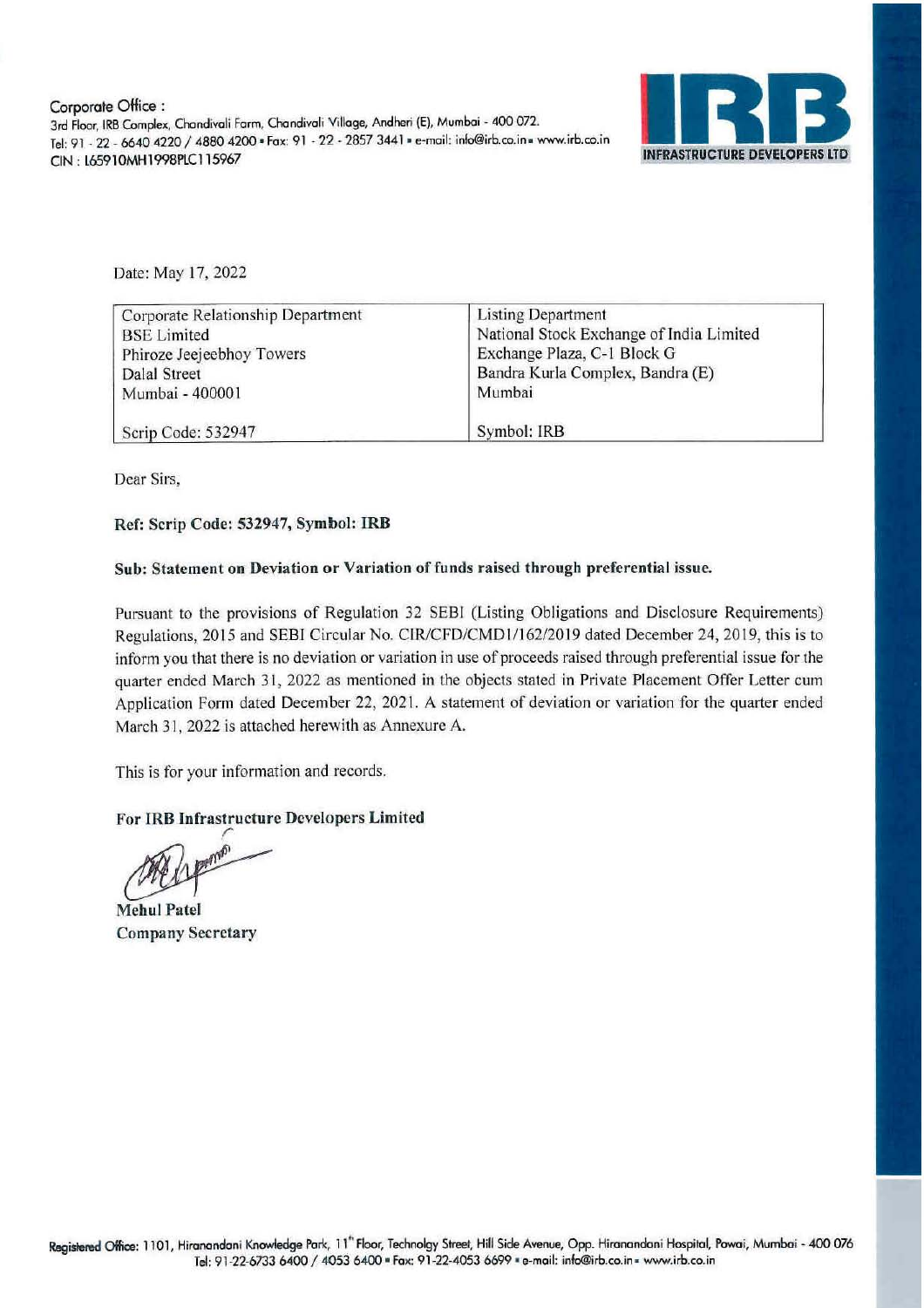Corporate Office :
3rd Floor, IRB Complex, Chandivali Farm, Chandivali Village, Andheri (E), Mumbai - 400 072.
Tel: 91 - 22 - 6640 4220 / 4880 4200 • Fax: 91 - 22 - 2857 3441 • e-mail: info@irb.co.in • www.irb.co.in
CIN : L65910MH1998PLC115967

IRB INFRASTRUCTURE DEVELOPERS LTD

Date: May 17, 2022

| Corporate Relationship Department<br>BSE Limited<br>Phiroze Jeejeebhoy Towers<br>Dalal Street<br>Mumbai - 400001 | Listing Department<br>National Stock Exchange of India Limited<br>Exchange Plaza, C-1 Block G<br>Bandra Kurla Complex, Bandra (E)<br>Mumbai |
|---|---|
| Scrip Code: 532947 | Symbol: IRB |

Dear Sirs,

**Ref: Scrip Code: 532947, Symbol: IRB**

**Sub: Statement on Deviation or Variation of funds raised through preferential issue.**

Pursuant to the provisions of Regulation 32 SEBI (Listing Obligations and Disclosure Requirements) Regulations, 2015 and SEBI Circular No. CIR/CFD/CMD1/162/2019 dated December 24, 2019, this is to inform you that there is no deviation or variation in use of proceeds raised through preferential issue for the quarter ended March 31, 2022 as mentioned in the objects stated in Private Placement Offer Letter cum Application Form dated December 22, 2021. A statement of deviation or variation for the quarter ended March 31, 2022 is attached herewith as Annexure A.

This is for your information and records.

**For IRB Infrastructure Developers Limited**

**Mehul Patel**
**Company Secretary**

Registered Office: 1101, Hiranandani Knowledge Park, 11th Floor, Technolgy Street, Hill Side Avenue, Opp. Hiranandani Hospital, Powai, Mumbai - 400 076
Tel: 91-22-6733 6400 / 4053 6400 • Fax: 91-22-4053 6699 • e-mail: info@irb.co.in • www.irb.co.in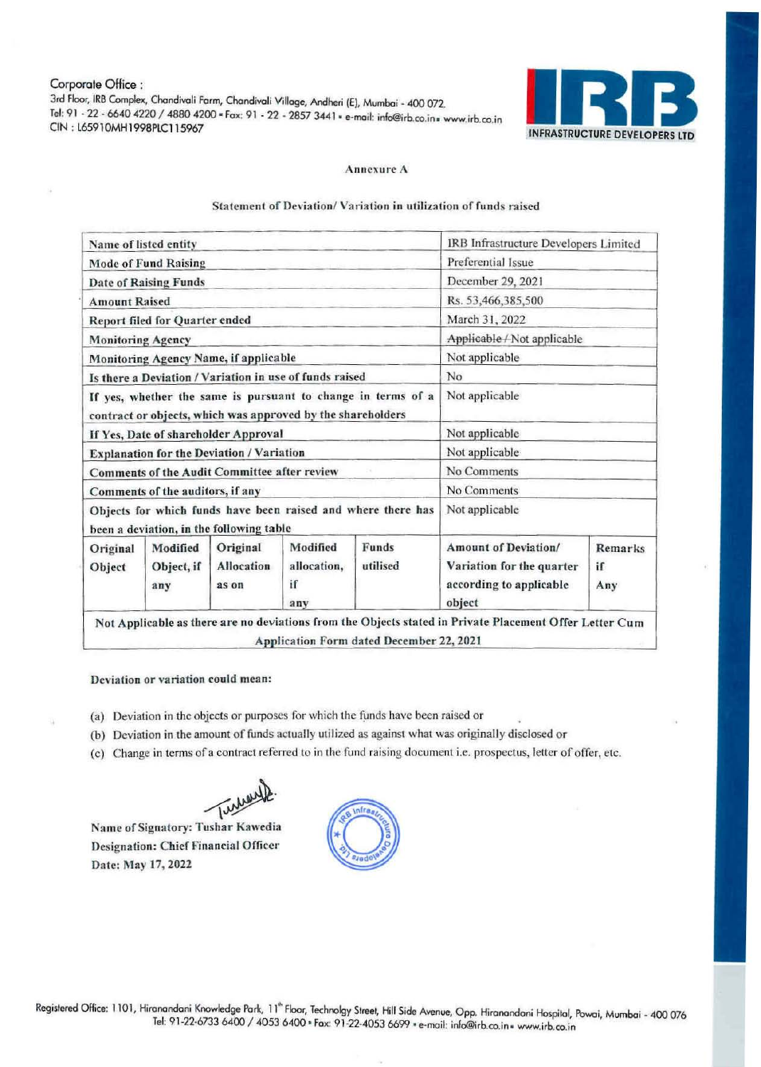Corporate Office :
3rd Floor, IRB Complex, Chandivali Farm, Chandivali Village, Andheri (E), Mumbai - 400 072.
Tel: 91 - 22 - 6640 4220 / 4880 4200 • Fax: 91 - 22 - 2857 3441 • e-mail: info@irb.co.in • www.irb.co.in
CIN : L65910MH1998PLC115967

IRB INFRASTRUCTURE DEVELOPERS LTD

Annexure A

Statement of Deviation/ Variation in utilization of funds raised

| | | | | | | |
|---|---|---|---|---|---|---|
| Name of listed entity | | | | | IRB Infrastructure Developers Limited | |
| Mode of Fund Raising | | | | | Preferential Issue | |
| Date of Raising Funds | | | | | December 29, 2021 | |
| Amount Raised | | | | | Rs. 53,466,385,500 | |
| Report filed for Quarter ended | | | | | March 31, 2022 | |
| Monitoring Agency | | | | | ~~Applicable~~ / Not applicable | |
| Monitoring Agency Name, if applicable | | | | | Not applicable | |
| Is there a Deviation / Variation in use of funds raised | | | | | No | |
| If yes, whether the same is pursuant to change in terms of a contract or objects, which was approved by the shareholders | | | | | Not applicable | |
| If Yes, Date of shareholder Approval | | | | | Not applicable | |
| Explanation for the Deviation / Variation | | | | | Not applicable | |
| Comments of the Audit Committee after review | | | | | No Comments | |
| Comments of the auditors, if any | | | | | No Comments | |
| Objects for which funds have been raised and where there has been a deviation, in the following table | | | | | Not applicable | |
| Original Object | Modified Object, if any | Original Allocation as on | Modified allocation, if any | Funds utilised | Amount of Deviation/ Variation for the quarter according to applicable object | Remarks if Any |
| Not Applicable as there are no deviations from the Objects stated in Private Placement Offer Letter Cum Application Form dated December 22, 2021 | | | | | | |

**Deviation or variation could mean:**

(a) Deviation in the objects or purposes for which the funds have been raised or

(b) Deviation in the amount of funds actually utilized as against what was originally disclosed or

(c) Change in terms of a contract referred to in the fund raising document i.e. prospectus, letter of offer, etc.

**Name of Signatory: Tushar Kawedia**
**Designation: Chief Financial Officer**
**Date: May 17, 2022**

Registered Office: 1101, Hiranandani Knowledge Park, 11th Floor, Technolgy Street, Hill Side Avenue, Opp. Hiranandani Hospital, Powai, Mumbai - 400 076
Tel: 91-22-6733 6400 / 4053 6400 • Fax: 91-22-4053 6699 • e-mail: info@irb.co.in • www.irb.co.in